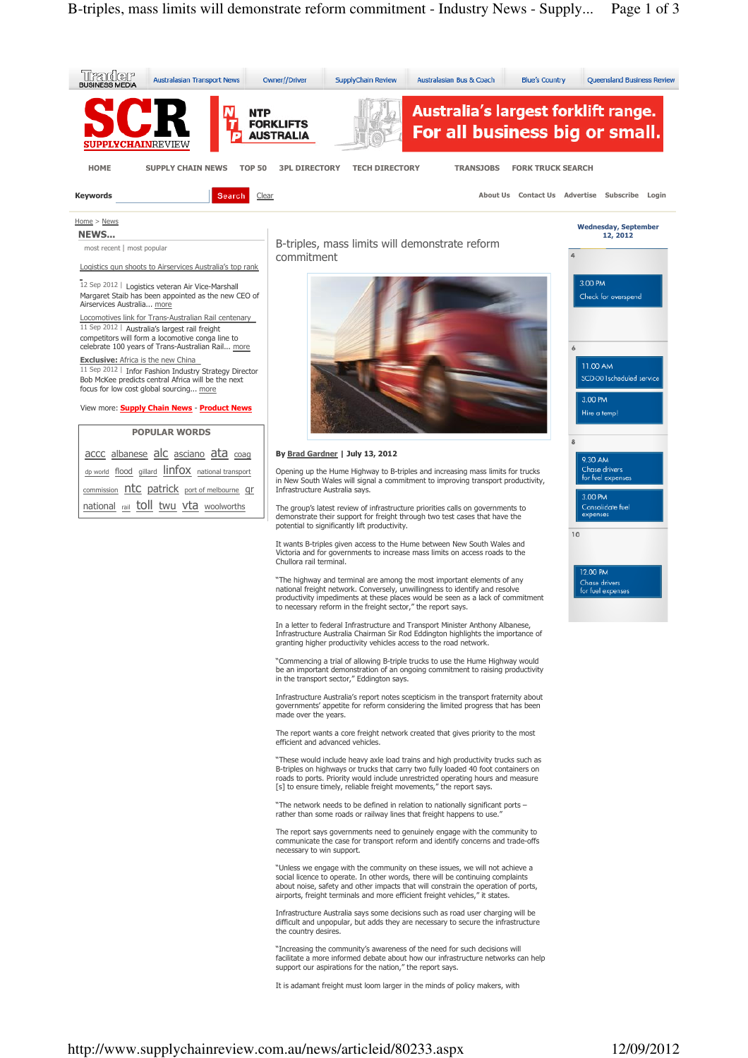Trader BUSINESS MEDIA | Australasian Transport News | Owner//Driver | SupplyChain Review | Australasian Bus & Coach | Blue's Country | Queensland Business Review

SCR SUPPLYCHAINREVIEW

NTP FORKLIFTS AUSTRALIA

Australia's largest forklift range. For all business big or small.

HOME | SUPPLY CHAIN NEWS | TOP 50 | 3PL DIRECTORY | TECH DIRECTORY | TRANSJOBS | FORK TRUCK SEARCH

Keywords Search Clear

About Us | Contact Us | Advertise | Subscribe | Login

Home > News

## NEWS...

most recent | most popular

Logistics gun shoots to Airservices Australia's top rank

12 Sep 2012 | Logistics veteran Air Vice-Marshall Margaret Staib has been appointed as the new CEO of Airservices Australia... more

Locomotives link for Trans-Australian Rail centenary

11 Sep 2012 | Australia's largest rail freight competitors will form a locomotive conga line to celebrate 100 years of Trans-Australian Rail... more

**Exclusive:** Africa is the new China

11 Sep 2012 | Infor Fashion Industry Strategy Director Bob McKee predicts central Africa will be the next focus for low cost global sourcing... more

View more: **Supply Chain News** - **Product News**

### POPULAR WORDS

accc albanese alc asciano ata coag dp world flood gillard linfox national transport commission ntc patrick port of melbourne qr national rail toll twu vta woolworths

# B-triples, mass limits will demonstrate reform commitment

By Brad Gardner | July 13, 2012

Opening up the Hume Highway to B-triples and increasing mass limits for trucks in New South Wales will signal a commitment to improving transport productivity, Infrastructure Australia says.

The group's latest review of infrastructure priorities calls on governments to demonstrate their support for freight through two test cases that have the potential to significantly lift productivity.

It wants B-triples given access to the Hume between New South Wales and Victoria and for governments to increase mass limits on access roads to the Chullora rail terminal.

"The highway and terminal are among the most important elements of any national freight network. Conversely, unwillingness to identify and resolve productivity impediments at these places would be seen as a lack of commitment to necessary reform in the freight sector," the report says.

In a letter to federal Infrastructure and Transport Minister Anthony Albanese, Infrastructure Australia Chairman Sir Rod Eddington highlights the importance of granting higher productivity vehicles access to the road network.

"Commencing a trial of allowing B-triple trucks to use the Hume Highway would be an important demonstration of an ongoing commitment to raising productivity in the transport sector," Eddington says.

Infrastructure Australia's report notes scepticism in the transport fraternity about governments' appetite for reform considering the limited progress that has been made over the years.

The report wants a core freight network created that gives priority to the most efficient and advanced vehicles.

"These would include heavy axle load trains and high productivity trucks such as B-triples on highways or trucks that carry two fully loaded 40 foot containers on roads to ports. Priority would include unrestricted operating hours and measure [s] to ensure timely, reliable freight movements," the report says.

"The network needs to be defined in relation to nationally significant ports – rather than some roads or railway lines that freight happens to use."

The report says governments need to genuinely engage with the community to communicate the case for transport reform and identify concerns and trade-offs necessary to win support.

"Unless we engage with the community on these issues, we will not achieve a social licence to operate. In other words, there will be continuing complaints about noise, safety and other impacts that will constrain the operation of ports, airports, freight terminals and more efficient freight vehicles," it states.

Infrastructure Australia says some decisions such as road user charging will be difficult and unpopular, but adds they are necessary to secure the infrastructure the country desires.

"Increasing the community's awareness of the need for such decisions will facilitate a more informed debate about how our infrastructure networks can help support our aspirations for the nation," the report says.

It is adamant freight must loom larger in the minds of policy makers, with

Wednesday, September 12, 2012

4
3.00 PM Check for overspend

6
11.00 AM SCD001 scheduled service
3.00 PM Hire a temp!

8
9.30 AM Chase drivers for fuel expenses
3.00 PM Consolidate fuel expenses

10
12.00 PM Chase drivers for fuel expenses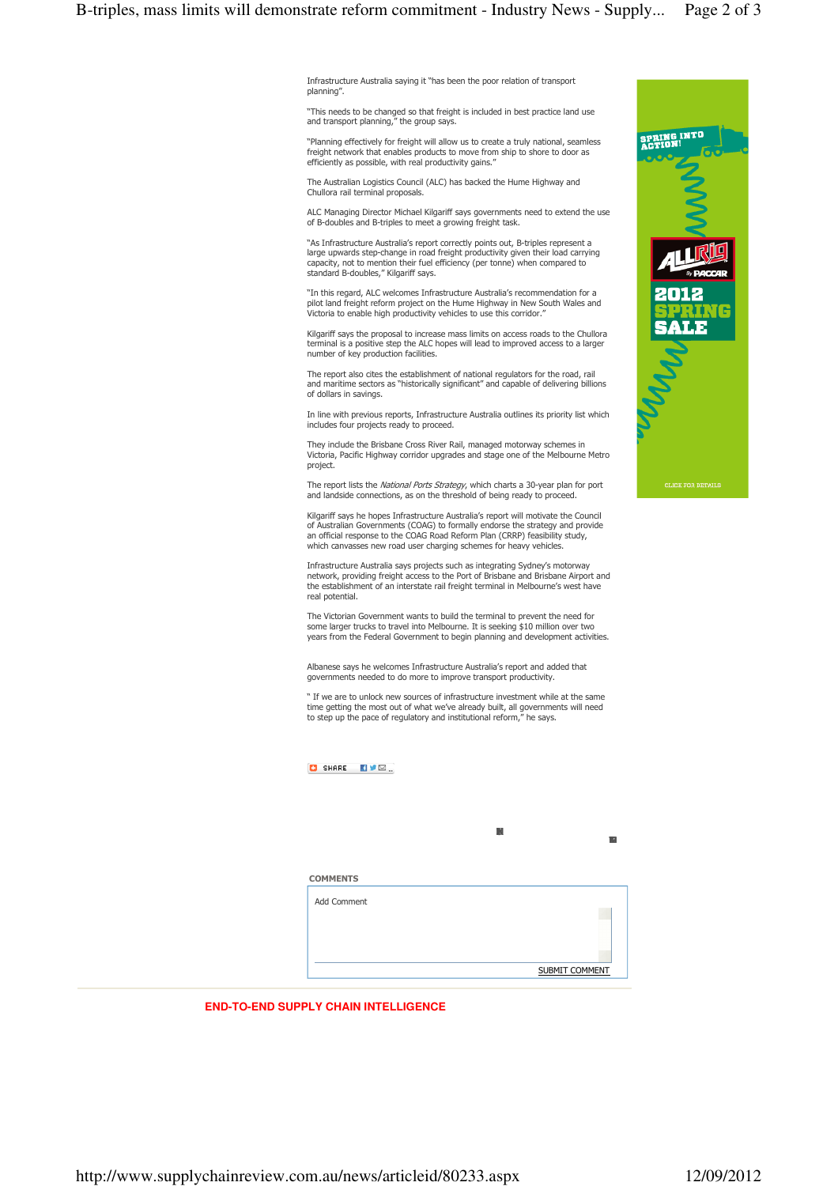Infrastructure Australia saying it "has been the poor relation of transport planning".

"This needs to be changed so that freight is included in best practice land use and transport planning," the group says.

"Planning effectively for freight will allow us to create a truly national, seamless freight network that enables products to move from ship to shore to door as efficiently as possible, with real productivity gains."

The Australian Logistics Council (ALC) has backed the Hume Highway and Chullora rail terminal proposals.

ALC Managing Director Michael Kilgariff says governments need to extend the use of B-doubles and B-triples to meet a growing freight task.

"As Infrastructure Australia's report correctly points out, B-triples represent a large upwards step-change in road freight productivity given their load carrying capacity, not to mention their fuel efficiency (per tonne) when compared to standard B-doubles," Kilgariff says.

"In this regard, ALC welcomes Infrastructure Australia's recommendation for a pilot land freight reform project on the Hume Highway in New South Wales and Victoria to enable high productivity vehicles to use this corridor."

Kilgariff says the proposal to increase mass limits on access roads to the Chullora terminal is a positive step the ALC hopes will lead to improved access to a larger number of key production facilities.

The report also cites the establishment of national regulators for the road, rail and maritime sectors as "historically significant" and capable of delivering billions of dollars in savings.

In line with previous reports, Infrastructure Australia outlines its priority list which includes four projects ready to proceed.

They include the Brisbane Cross River Rail, managed motorway schemes in Victoria, Pacific Highway corridor upgrades and stage one of the Melbourne Metro project.

The report lists the *National Ports Strategy*, which charts a 30-year plan for port and landside connections, as on the threshold of being ready to proceed.

Kilgariff says he hopes Infrastructure Australia's report will motivate the Council of Australian Governments (COAG) to formally endorse the strategy and provide an official response to the COAG Road Reform Plan (CRRP) feasibility study, which canvasses new road user charging schemes for heavy vehicles.

Infrastructure Australia says projects such as integrating Sydney's motorway network, providing freight access to the Port of Brisbane and Brisbane Airport and the establishment of an interstate rail freight terminal in Melbourne's west have real potential.

The Victorian Government wants to build the terminal to prevent the need for some larger trucks to travel into Melbourne. It is seeking $10 million over two years from the Federal Government to begin planning and development activities.

Albanese says he welcomes Infrastructure Australia's report and added that governments needed to do more to improve transport productivity.

" If we are to unlock new sources of infrastructure investment while at the same time getting the most out of what we've already built, all governments will need to step up the pace of regulatory and institutional reform," he says.

SHARE

COMMENTS

Add Comment

SUBMIT COMMENT

**END-TO-END SUPPLY CHAIN INTELLIGENCE**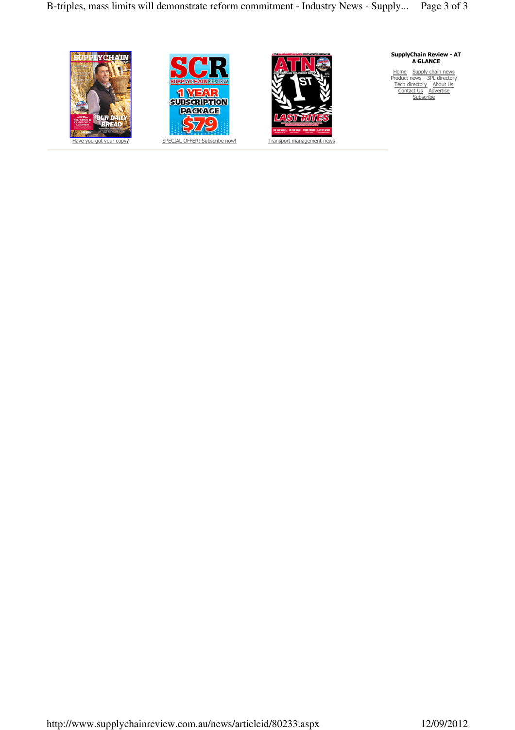Have you got your copy?

SPECIAL OFFER: Subscribe now!

Transport management news

**SupplyChain Review - AT A GLANCE**

Home Supply chain news
Product news 3PL directory
Tech directory About Us
Contact Us Advertise
Subscribe